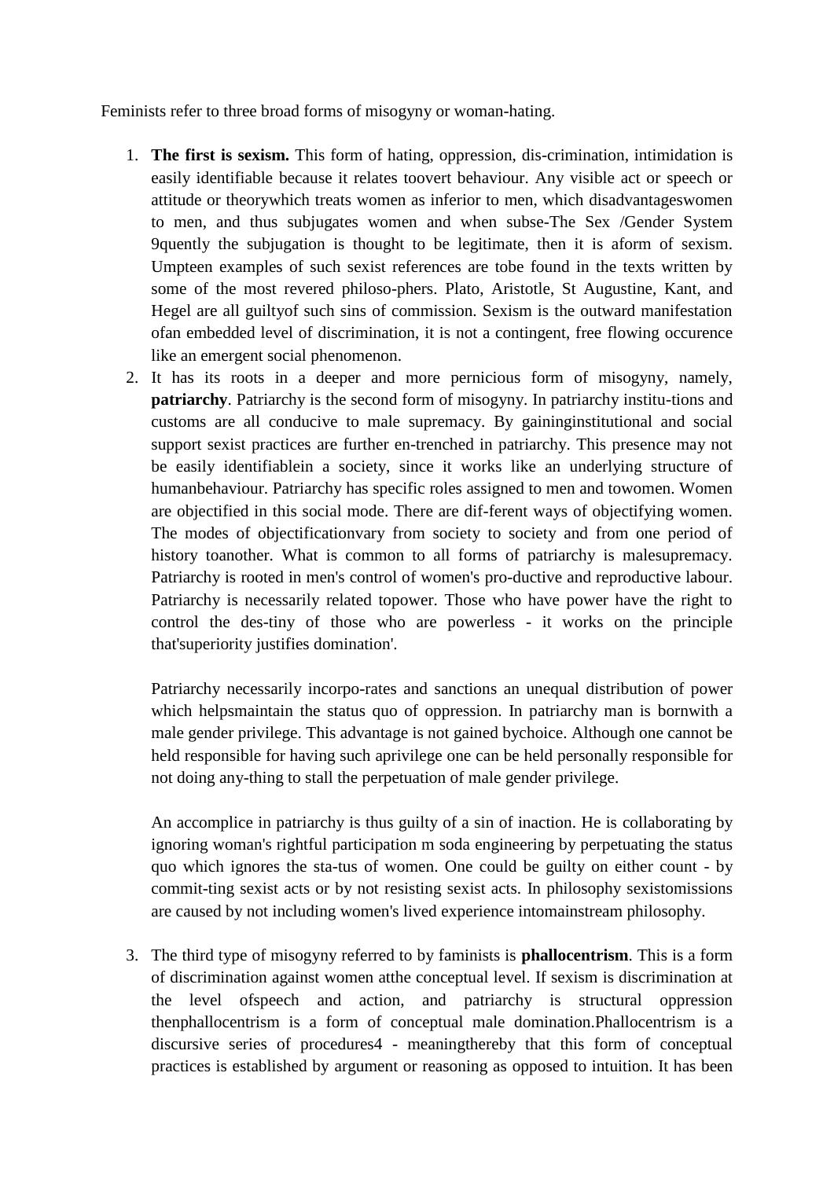Feminists refer to three broad forms of misogyny or woman-hating.

1. **The first is sexism.** This form of hating, oppression, dis-crimination, intimidation is easily identifiable because it relates toovert behaviour. Any visible act or speech or attitude or theorywhich treats women as inferior to men, which disadvantageswomen to men, and thus subjugates women and when subse-The Sex /Gender System 9quently the subjugation is thought to be legitimate, then it is aform of sexism. Umpteen examples of such sexist references are tobe found in the texts written by some of the most revered philoso-phers. Plato, Aristotle, St Augustine, Kant, and Hegel are all guiltyof such sins of commission. Sexism is the outward manifestation ofan embedded level of discrimination, it is not a contingent, free flowing occurence like an emergent social phenomenon.
2. It has its roots in a deeper and more pernicious form of misogyny, namely, **patriarchy**. Patriarchy is the second form of misogyny. In patriarchy institu-tions and customs are all conducive to male supremacy. By gaininginstitutional and social support sexist practices are further en-trenched in patriarchy. This presence may not be easily identifiablein a society, since it works like an underlying structure of humanbehaviour. Patriarchy has specific roles assigned to men and towomen. Women are objectified in this social mode. There are dif-ferent ways of objectifying women. The modes of objectificationvary from society to society and from one period of history toanother. What is common to all forms of patriarchy is malesupremacy. Patriarchy is rooted in men's control of women's pro-ductive and reproductive labour. Patriarchy is necessarily related topower. Those who have power have the right to control the des-tiny of those who are powerless - it works on the principle that'superiority justifies domination'.

   Patriarchy necessarily incorpo-rates and sanctions an unequal distribution of power which helpsmaintain the status quo of oppression. In patriarchy man is bornwith a male gender privilege. This advantage is not gained bychoice. Although one cannot be held responsible for having such aprivilege one can be held personally responsible for not doing any-thing to stall the perpetuation of male gender privilege.

   An accomplice in patriarchy is thus guilty of a sin of inaction. He is collaborating by ignoring woman's rightful participation m soda engineering by perpetuating the status quo which ignores the sta-tus of women. One could be guilty on either count - by commit-ting sexist acts or by not resisting sexist acts. In philosophy sexistomissions are caused by not including women's lived experience intomainstream philosophy.

3. The third type of misogyny referred to by faminists is **phallocentrism**. This is a form of discrimination against women atthe conceptual level. If sexism is discrimination at the level ofspeech and action, and patriarchy is structural oppression thenphallocentrism is a form of conceptual male domination.Phallocentrism is a discursive series of procedures4 - meaningthereby that this form of conceptual practices is established by argument or reasoning as opposed to intuition. It has been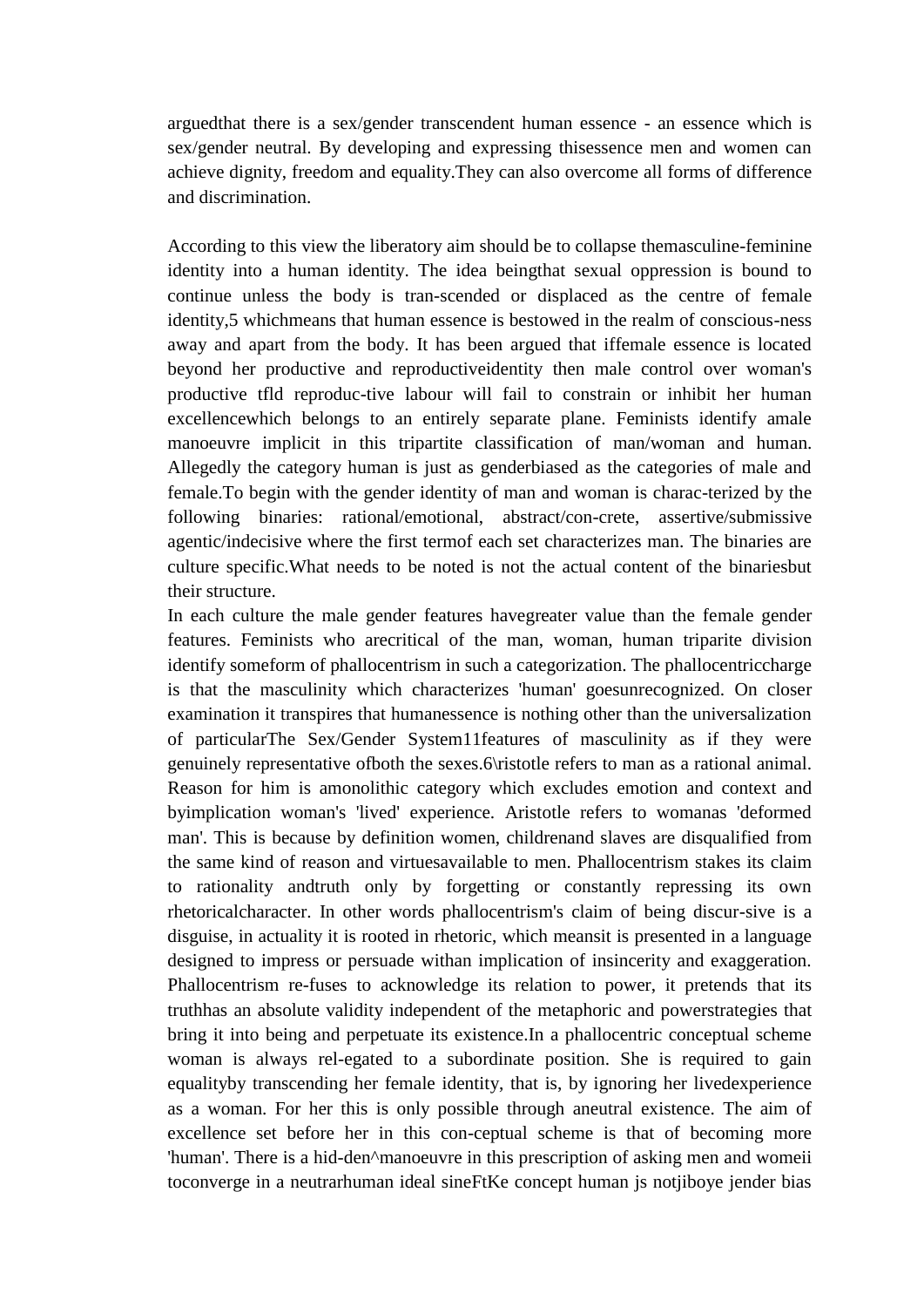arguedthat there is a sex/gender transcendent human essence - an essence which is sex/gender neutral. By developing and expressing thisessence men and women can achieve dignity, freedom and equality.They can also overcome all forms of difference and discrimination.

According to this view the liberatory aim should be to collapse themasculine-feminine identity into a human identity. The idea beingthat sexual oppression is bound to continue unless the body is tran-scended or displaced as the centre of female identity,5 whichmeans that human essence is bestowed in the realm of conscious-ness away and apart from the body. It has been argued that iffemale essence is located beyond her productive and reproductiveidentity then male control over woman's productive tfld reproduc-tive labour will fail to constrain or inhibit her human excellencewhich belongs to an entirely separate plane. Feminists identify amale manoeuvre implicit in this tripartite classification of man/woman and human. Allegedly the category human is just as genderbiased as the categories of male and female.To begin with the gender identity of man and woman is charac-terized by the following binaries: rational/emotional, abstract/con-crete, assertive/submissive agentic/indecisive where the first termof each set characterizes man. The binaries are culture specific.What needs to be noted is not the actual content of the binariesbut their structure.
In each culture the male gender features havegreater value than the female gender features. Feminists who arecritical of the man, woman, human triparite division identify someform of phallocentrism in such a categorization. The phallocentriccharge is that the masculinity which characterizes 'human' goesunrecognized. On closer examination it transpires that humanessence is nothing other than the universalization of particularThe Sex/Gender System11features of masculinity as if they were genuinely representative ofboth the sexes.6\ristotle refers to man as a rational animal. Reason for him is amonolithic category which excludes emotion and context and byimplication woman's 'lived' experience. Aristotle refers to womanas 'deformed man'. This is because by definition women, childrenand slaves are disqualified from the same kind of reason and virtuesavailable to men. Phallocentrism stakes its claim to rationality andtruth only by forgetting or constantly repressing its own rhetoricalcharacter. In other words phallocentrism's claim of being discur-sive is a disguise, in actuality it is rooted in rhetoric, which meansit is presented in a language designed to impress or persuade withan implication of insincerity and exaggeration. Phallocentrism re-fuses to acknowledge its relation to power, it pretends that its truthhas an absolute validity independent of the metaphoric and powerstrategies that bring it into being and perpetuate its existence.In a phallocentric conceptual scheme woman is always rel-egated to a subordinate position. She is required to gain equalityby transcending her female identity, that is, by ignoring her livedexperience as a woman. For her this is only possible through aneutral existence. The aim of excellence set before her in this con-ceptual scheme is that of becoming more 'human'. There is a hid-den^manoeuvre in this prescription of asking men and womeii toconverge in a neutrarhuman ideal sineFtKe concept human js notjiboye jender bias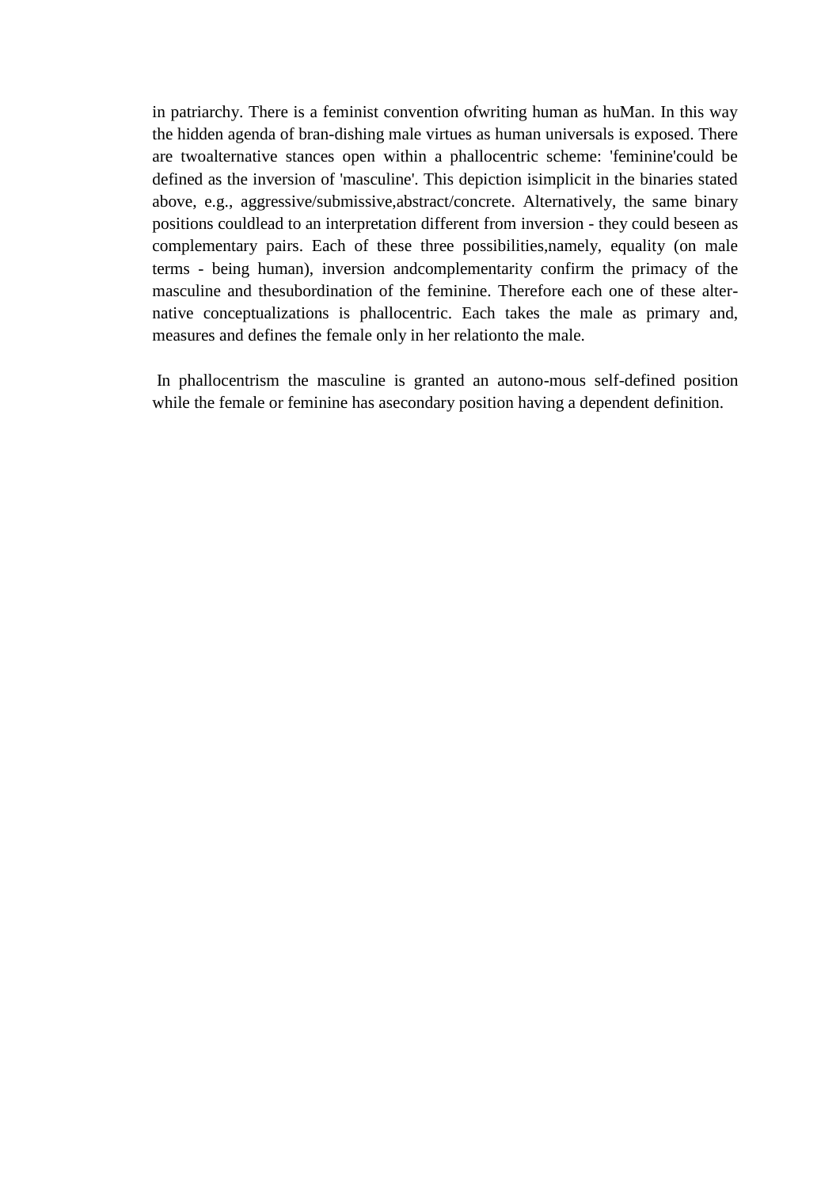in patriarchy. There is a feminist convention ofwriting human as huMan. In this way the hidden agenda of bran-dishing male virtues as human universals is exposed. There are twoalternative stances open within a phallocentric scheme: 'feminine'could be defined as the inversion of 'masculine'. This depiction isimplicit in the binaries stated above, e.g., aggressive/submissive,abstract/concrete. Alternatively, the same binary positions couldlead to an interpretation different from inversion - they could beseen as complementary pairs. Each of these three possibilities,namely, equality (on male terms - being human), inversion andcomplementarity confirm the primacy of the masculine and thesubordination of the feminine. Therefore each one of these alter-native conceptualizations is phallocentric. Each takes the male as primary and, measures and defines the female only in her relationto the male.

In phallocentrism the masculine is granted an autono-mous self-defined position while the female or feminine has asecondary position having a dependent definition.